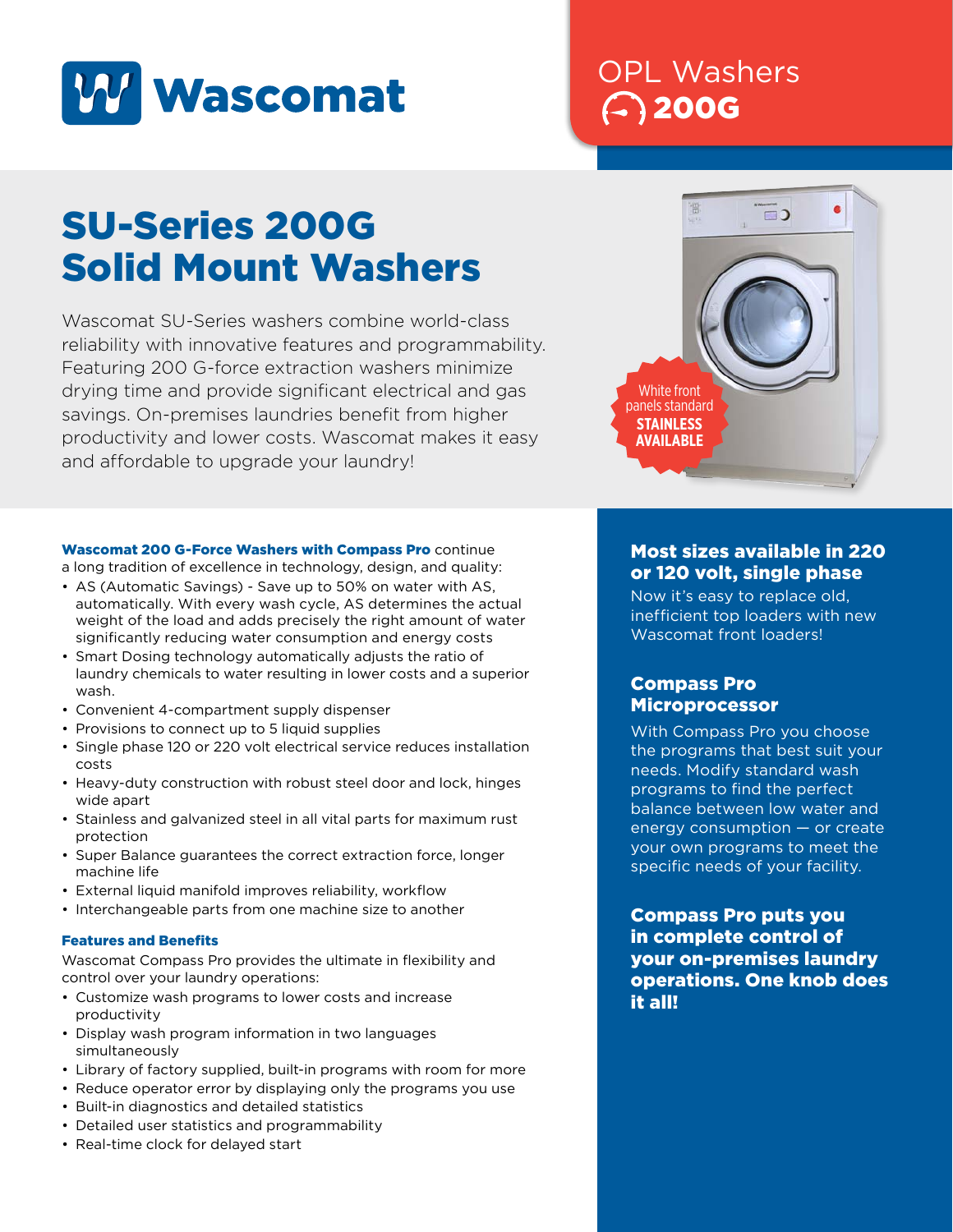Wascomat

OPL Washers
200G

# SU-Series 200G Solid Mount Washers

Wascomat SU-Series washers combine world-class reliability with innovative features and programmability. Featuring 200 G-force extraction washers minimize drying time and provide significant electrical and gas savings. On-premises laundries benefit from higher productivity and lower costs. Wascomat makes it easy and affordable to upgrade your laundry!

White front panels standard
**STAINLESS AVAILABLE**

**Wascomat 200 G-Force Washers with Compass Pro** continue a long tradition of excellence in technology, design, and quality:

- AS (Automatic Savings) - Save up to 50% on water with AS, automatically. With every wash cycle, AS determines the actual weight of the load and adds precisely the right amount of water significantly reducing water consumption and energy costs
- Smart Dosing technology automatically adjusts the ratio of laundry chemicals to water resulting in lower costs and a superior wash.
- Convenient 4-compartment supply dispenser
- Provisions to connect up to 5 liquid supplies
- Single phase 120 or 220 volt electrical service reduces installation costs
- Heavy-duty construction with robust steel door and lock, hinges wide apart
- Stainless and galvanized steel in all vital parts for maximum rust protection
- Super Balance guarantees the correct extraction force, longer machine life
- External liquid manifold improves reliability, workflow
- Interchangeable parts from one machine size to another

### Features and Benefits

Wascomat Compass Pro provides the ultimate in flexibility and control over your laundry operations:

- Customize wash programs to lower costs and increase productivity
- Display wash program information in two languages simultaneously
- Library of factory supplied, built-in programs with room for more
- Reduce operator error by displaying only the programs you use
- Built-in diagnostics and detailed statistics
- Detailed user statistics and programmability
- Real-time clock for delayed start

### Most sizes available in 220 or 120 volt, single phase

Now it's easy to replace old, inefficient top loaders with new Wascomat front loaders!

### Compass Pro Microprocessor

With Compass Pro you choose the programs that best suit your needs. Modify standard wash programs to find the perfect balance between low water and energy consumption — or create your own programs to meet the specific needs of your facility.

**Compass Pro puts you in complete control of your on-premises laundry operations. One knob does it all!**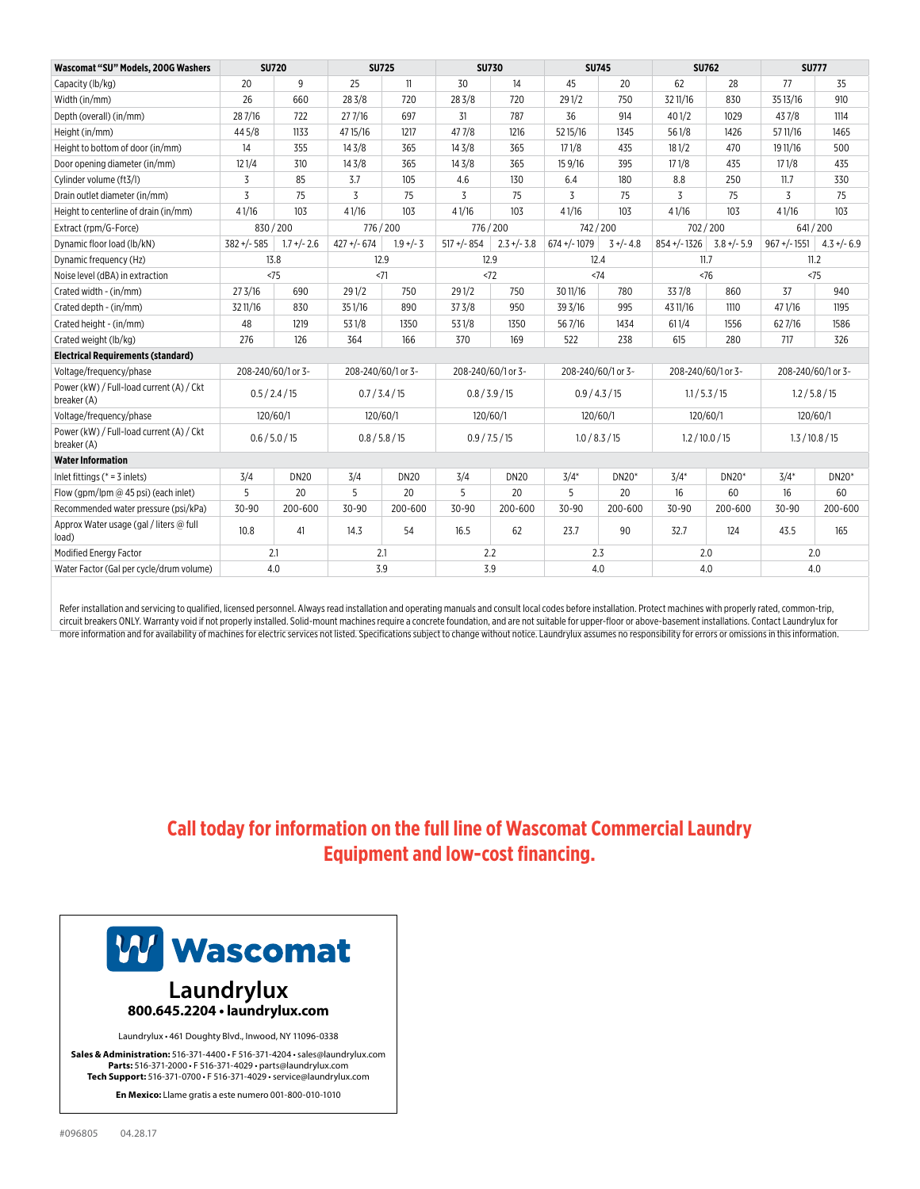| Wascomat "SU" Models, 200G Washers | SU720 | | SU725 | | SU730 | | SU745 | | SU762 | | SU777 | |
|---|---|---|---|---|---|---|---|---|---|---|---|---|
| Capacity (lb/kg) | 20 | 9 | 25 | 11 | 30 | 14 | 45 | 20 | 62 | 28 | 77 | 35 |
| Width (in/mm) | 26 | 660 | 28 3/8 | 720 | 28 3/8 | 720 | 29 1/2 | 750 | 32 11/16 | 830 | 35 13/16 | 910 |
| Depth (overall) (in/mm) | 28 7/16 | 722 | 27 7/16 | 697 | 31 | 787 | 36 | 914 | 40 1/2 | 1029 | 43 7/8 | 1114 |
| Height (in/mm) | 44 5/8 | 1133 | 47 15/16 | 1217 | 47 7/8 | 1216 | 52 15/16 | 1345 | 56 1/8 | 1426 | 57 11/16 | 1465 |
| Height to bottom of door (in/mm) | 14 | 355 | 14 3/8 | 365 | 14 3/8 | 365 | 17 1/8 | 435 | 18 1/2 | 470 | 19 11/16 | 500 |
| Door opening diameter (in/mm) | 12 1/4 | 310 | 14 3/8 | 365 | 14 3/8 | 365 | 15 9/16 | 395 | 17 1/8 | 435 | 17 1/8 | 435 |
| Cylinder volume (ft3/l) | 3 | 85 | 3.7 | 105 | 4.6 | 130 | 6.4 | 180 | 8.8 | 250 | 11.7 | 330 |
| Drain outlet diameter (in/mm) | 3 | 75 | 3 | 75 | 3 | 75 | 3 | 75 | 3 | 75 | 3 | 75 |
| Height to centerline of drain (in/mm) | 4 1/16 | 103 | 4 1/16 | 103 | 4 1/16 | 103 | 4 1/16 | 103 | 4 1/16 | 103 | 4 1/16 | 103 |
| Extract (rpm/G-Force) | 830 / 200 | | 776 / 200 | | 776 / 200 | | 742 / 200 | | 702 / 200 | | 641 / 200 | |
| Dynamic floor load (lb/kN) | 382 +/- 585 | 1.7 +/- 2.6 | 427 +/- 674 | 1.9 +/- 3 | 517 +/- 854 | 2.3 +/- 3.8 | 674 +/- 1079 | 3 +/- 4.8 | 854 +/- 1326 | 3.8 +/- 5.9 | 967 +/- 1551 | 4.3 +/- 6.9 |
| Dynamic frequency (Hz) | 13.8 | | 12.9 | | 12.9 | | 12.4 | | 11.7 | | 11.2 | |
| Noise level (dBA) in extraction | <75 | | <71 | | <72 | | <74 | | <76 | | <75 | |
| Crated width - (in/mm) | 27 3/16 | 690 | 29 1/2 | 750 | 29 1/2 | 750 | 30 11/16 | 780 | 33 7/8 | 860 | 37 | 940 |
| Crated depth - (in/mm) | 32 11/16 | 830 | 35 1/16 | 890 | 37 3/8 | 950 | 39 3/16 | 995 | 43 11/16 | 1110 | 47 1/16 | 1195 |
| Crated height - (in/mm) | 48 | 1219 | 53 1/8 | 1350 | 53 1/8 | 1350 | 56 7/16 | 1434 | 61 1/4 | 1556 | 62 7/16 | 1586 |
| Crated weight (lb/kg) | 276 | 126 | 364 | 166 | 370 | 169 | 522 | 238 | 615 | 280 | 717 | 326 |
| **Electrical Requirements (standard)** | | | | | | | | | | | | |
| Voltage/frequency/phase | 208-240/60/1 or 3~ | | 208-240/60/1 or 3~ | | 208-240/60/1 or 3~ | | 208-240/60/1 or 3~ | | 208-240/60/1 or 3~ | | 208-240/60/1 or 3~ | |
| Power (kW) / Full-load current (A) / Ckt breaker (A) | 0.5 / 2.4 / 15 | | 0.7 / 3.4 / 15 | | 0.8 / 3.9 / 15 | | 0.9 / 4.3 / 15 | | 1.1 / 5.3 / 15 | | 1.2 / 5.8 / 15 | |
| Voltage/frequency/phase | 120/60/1 | | 120/60/1 | | 120/60/1 | | 120/60/1 | | 120/60/1 | | 120/60/1 | |
| Power (kW) / Full-load current (A) / Ckt breaker (A) | 0.6 / 5.0 / 15 | | 0.8 / 5.8 / 15 | | 0.9 / 7.5 / 15 | | 1.0 / 8.3 / 15 | | 1.2 / 10.0 / 15 | | 1.3 / 10.8 / 15 | |
| **Water Information** | | | | | | | | | | | | |
| Inlet fittings (* = 3 inlets) | 3/4 | DN20 | 3/4 | DN20 | 3/4 | DN20 | 3/4* | DN20* | 3/4* | DN20* | 3/4* | DN20* |
| Flow (gpm/lpm @ 45 psi) (each inlet) | 5 | 20 | 5 | 20 | 5 | 20 | 5 | 20 | 16 | 60 | 16 | 60 |
| Recommended water pressure (psi/kPa) | 30-90 | 200-600 | 30-90 | 200-600 | 30-90 | 200-600 | 30-90 | 200-600 | 30-90 | 200-600 | 30-90 | 200-600 |
| Approx Water usage (gal / liters @ full load) | 10.8 | 41 | 14.3 | 54 | 16.5 | 62 | 23.7 | 90 | 32.7 | 124 | 43.5 | 165 |
| Modified Energy Factor | 2.1 | | 2.1 | | 2.2 | | 2.3 | | 2.0 | | 2.0 | |
| Water Factor (Gal per cycle/drum volume) | 4.0 | | 3.9 | | 3.9 | | 4.0 | | 4.0 | | 4.0 | |

Refer installation and servicing to qualified, licensed personnel. Always read installation and operating manuals and consult local codes before installation. Protect machines with properly rated, common-trip, circuit breakers ONLY. Warranty void if not properly installed. Solid-mount machines require a concrete foundation, and are not suitable for upper-floor or above-basement installations. Contact Laundrylux for more information and for availability of machines for electric services not listed. Specifications subject to change without notice. Laundrylux assumes no responsibility for errors or omissions in this information.

## Call today for information on the full line of Wascomat Commercial Laundry Equipment and low-cost financing.

**Wascomat**

**Laundrylux**

**800.645.2204 • laundrylux.com**

Laundrylux • 461 Doughty Blvd., Inwood, NY 11096-0338

**Sales & Administration:** 516-371-4400 • F 516-371-4204 • sales@laundrylux.com
**Parts:** 516-371-2000 • F 516-371-4029 • parts@laundrylux.com
**Tech Support:** 516-371-0700 • F 516-371-4029 • service@laundrylux.com

**En Mexico:** Llame gratis a este numero 001-800-010-1010

#096805 04.28.17